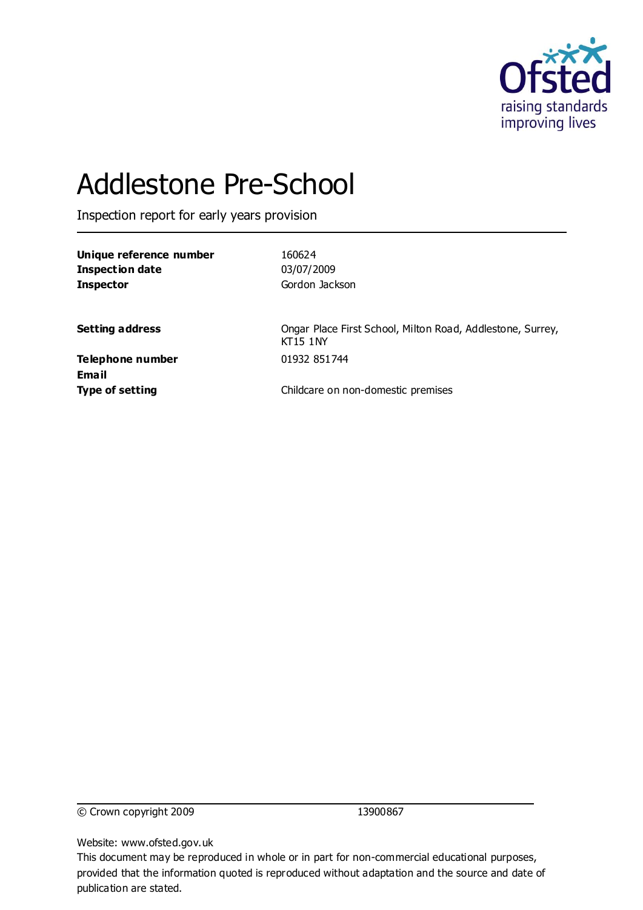Ofsted

raising standards improving lives

# Addlestone Pre-School

Inspection report for early years provision

| | |
|---|---|
| **Unique reference number** | 160624 |
| **Inspection date** | 03/07/2009 |
| **Inspector** | Gordon Jackson |
| | |
| **Setting address** | Ongar Place First School, Milton Road, Addlestone, Surrey, KT15 1NY |
| **Telephone number** | 01932 851744 |
| **Email** | |
| **Type of setting** | Childcare on non-domestic premises |

© Crown copyright 2009 13900867

Website: www.ofsted.gov.uk

This document may be reproduced in whole or in part for non-commercial educational purposes, provided that the information quoted is reproduced without adaptation and the source and date of publication are stated.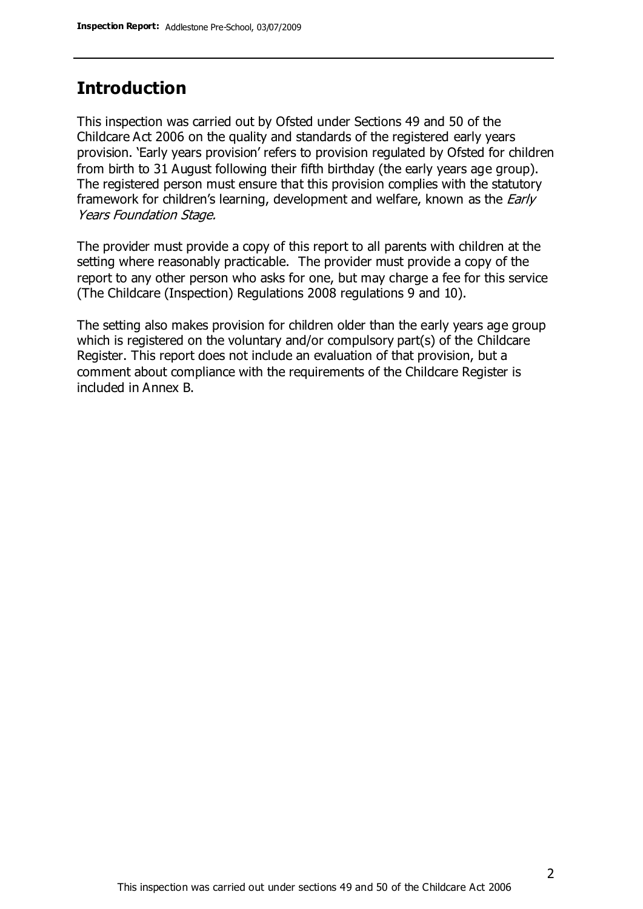## Introduction

This inspection was carried out by Ofsted under Sections 49 and 50 of the Childcare Act 2006 on the quality and standards of the registered early years provision. 'Early years provision' refers to provision regulated by Ofsted for children from birth to 31 August following their fifth birthday (the early years age group). The registered person must ensure that this provision complies with the statutory framework for children's learning, development and welfare, known as the *Early Years Foundation Stage.*

The provider must provide a copy of this report to all parents with children at the setting where reasonably practicable. The provider must provide a copy of the report to any other person who asks for one, but may charge a fee for this service (The Childcare (Inspection) Regulations 2008 regulations 9 and 10).

The setting also makes provision for children older than the early years age group which is registered on the voluntary and/or compulsory part(s) of the Childcare Register. This report does not include an evaluation of that provision, but a comment about compliance with the requirements of the Childcare Register is included in Annex B.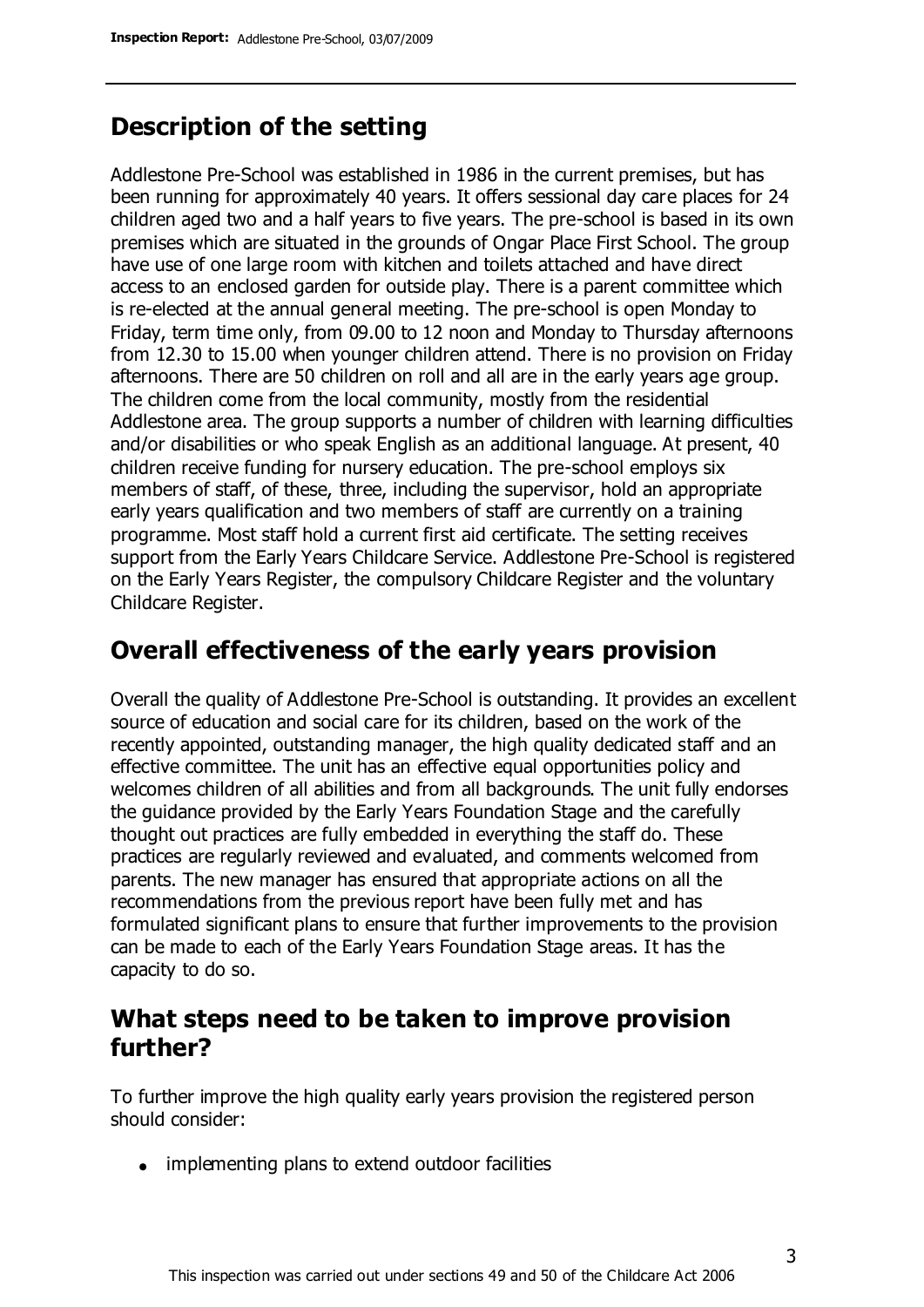## Description of the setting

Addlestone Pre-School was established in 1986 in the current premises, but has been running for approximately 40 years. It offers sessional day care places for 24 children aged two and a half years to five years. The pre-school is based in its own premises which are situated in the grounds of Ongar Place First School. The group have use of one large room with kitchen and toilets attached and have direct access to an enclosed garden for outside play. There is a parent committee which is re-elected at the annual general meeting. The pre-school is open Monday to Friday, term time only, from 09.00 to 12 noon and Monday to Thursday afternoons from 12.30 to 15.00 when younger children attend. There is no provision on Friday afternoons. There are 50 children on roll and all are in the early years age group. The children come from the local community, mostly from the residential Addlestone area. The group supports a number of children with learning difficulties and/or disabilities or who speak English as an additional language. At present, 40 children receive funding for nursery education. The pre-school employs six members of staff, of these, three, including the supervisor, hold an appropriate early years qualification and two members of staff are currently on a training programme. Most staff hold a current first aid certificate. The setting receives support from the Early Years Childcare Service. Addlestone Pre-School is registered on the Early Years Register, the compulsory Childcare Register and the voluntary Childcare Register.

## Overall effectiveness of the early years provision

Overall the quality of Addlestone Pre-School is outstanding. It provides an excellent source of education and social care for its children, based on the work of the recently appointed, outstanding manager, the high quality dedicated staff and an effective committee. The unit has an effective equal opportunities policy and welcomes children of all abilities and from all backgrounds. The unit fully endorses the guidance provided by the Early Years Foundation Stage and the carefully thought out practices are fully embedded in everything the staff do. These practices are regularly reviewed and evaluated, and comments welcomed from parents. The new manager has ensured that appropriate actions on all the recommendations from the previous report have been fully met and has formulated significant plans to ensure that further improvements to the provision can be made to each of the Early Years Foundation Stage areas. It has the capacity to do so.

## What steps need to be taken to improve provision further?

To further improve the high quality early years provision the registered person should consider:

- implementing plans to extend outdoor facilities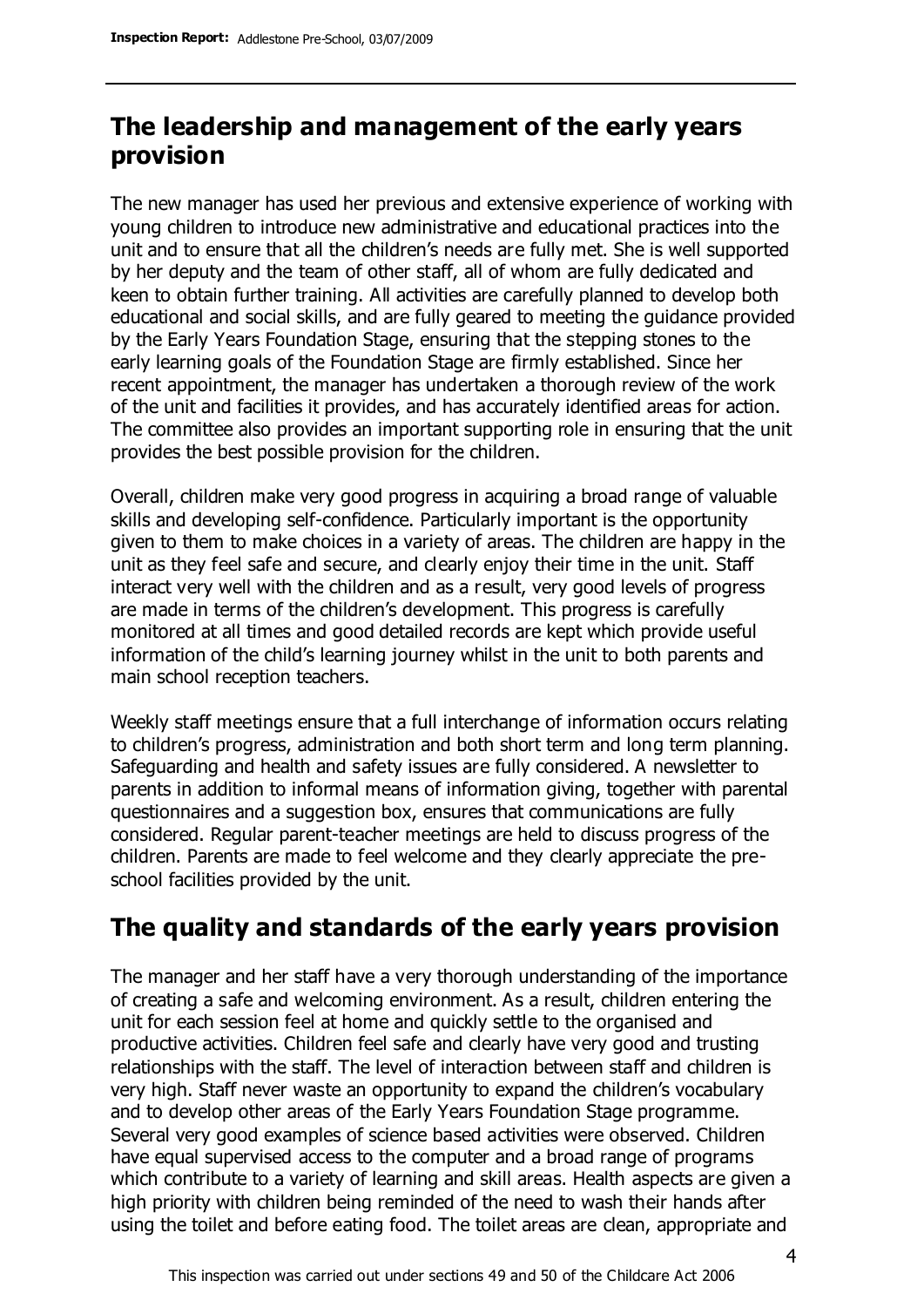## The leadership and management of the early years provision

The new manager has used her previous and extensive experience of working with young children to introduce new administrative and educational practices into the unit and to ensure that all the children's needs are fully met. She is well supported by her deputy and the team of other staff, all of whom are fully dedicated and keen to obtain further training. All activities are carefully planned to develop both educational and social skills, and are fully geared to meeting the guidance provided by the Early Years Foundation Stage, ensuring that the stepping stones to the early learning goals of the Foundation Stage are firmly established. Since her recent appointment, the manager has undertaken a thorough review of the work of the unit and facilities it provides, and has accurately identified areas for action. The committee also provides an important supporting role in ensuring that the unit provides the best possible provision for the children.

Overall, children make very good progress in acquiring a broad range of valuable skills and developing self-confidence. Particularly important is the opportunity given to them to make choices in a variety of areas. The children are happy in the unit as they feel safe and secure, and clearly enjoy their time in the unit. Staff interact very well with the children and as a result, very good levels of progress are made in terms of the children's development. This progress is carefully monitored at all times and good detailed records are kept which provide useful information of the child's learning journey whilst in the unit to both parents and main school reception teachers.

Weekly staff meetings ensure that a full interchange of information occurs relating to children's progress, administration and both short term and long term planning. Safeguarding and health and safety issues are fully considered. A newsletter to parents in addition to informal means of information giving, together with parental questionnaires and a suggestion box, ensures that communications are fully considered. Regular parent-teacher meetings are held to discuss progress of the children. Parents are made to feel welcome and they clearly appreciate the pre-school facilities provided by the unit.

## The quality and standards of the early years provision

The manager and her staff have a very thorough understanding of the importance of creating a safe and welcoming environment. As a result, children entering the unit for each session feel at home and quickly settle to the organised and productive activities. Children feel safe and clearly have very good and trusting relationships with the staff. The level of interaction between staff and children is very high. Staff never waste an opportunity to expand the children's vocabulary and to develop other areas of the Early Years Foundation Stage programme. Several very good examples of science based activities were observed. Children have equal supervised access to the computer and a broad range of programs which contribute to a variety of learning and skill areas. Health aspects are given a high priority with children being reminded of the need to wash their hands after using the toilet and before eating food. The toilet areas are clean, appropriate and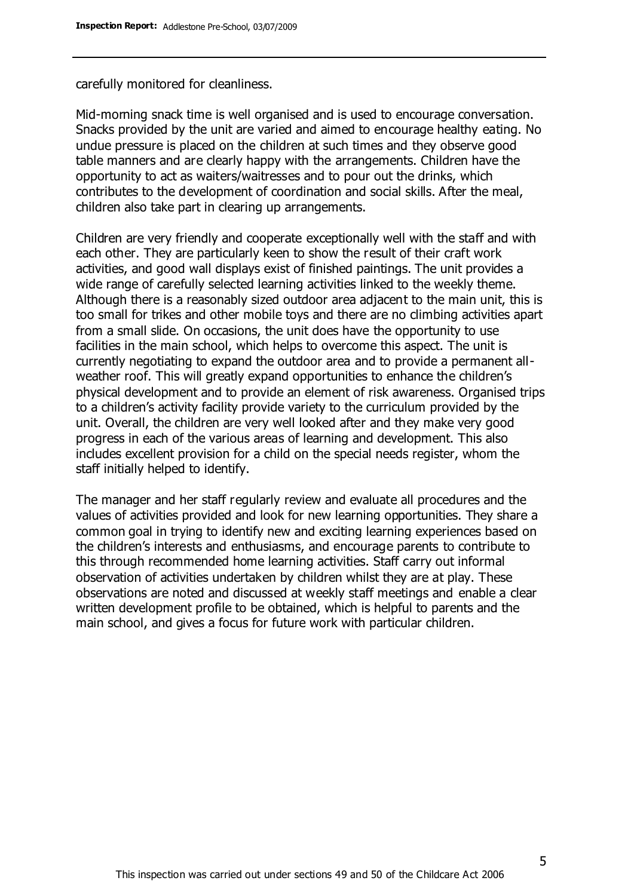carefully monitored for cleanliness.

Mid-morning snack time is well organised and is used to encourage conversation. Snacks provided by the unit are varied and aimed to encourage healthy eating. No undue pressure is placed on the children at such times and they observe good table manners and are clearly happy with the arrangements. Children have the opportunity to act as waiters/waitresses and to pour out the drinks, which contributes to the development of coordination and social skills. After the meal, children also take part in clearing up arrangements.

Children are very friendly and cooperate exceptionally well with the staff and with each other. They are particularly keen to show the result of their craft work activities, and good wall displays exist of finished paintings. The unit provides a wide range of carefully selected learning activities linked to the weekly theme. Although there is a reasonably sized outdoor area adjacent to the main unit, this is too small for trikes and other mobile toys and there are no climbing activities apart from a small slide. On occasions, the unit does have the opportunity to use facilities in the main school, which helps to overcome this aspect. The unit is currently negotiating to expand the outdoor area and to provide a permanent all-weather roof. This will greatly expand opportunities to enhance the children's physical development and to provide an element of risk awareness. Organised trips to a children's activity facility provide variety to the curriculum provided by the unit. Overall, the children are very well looked after and they make very good progress in each of the various areas of learning and development. This also includes excellent provision for a child on the special needs register, whom the staff initially helped to identify.

The manager and her staff regularly review and evaluate all procedures and the values of activities provided and look for new learning opportunities. They share a common goal in trying to identify new and exciting learning experiences based on the children's interests and enthusiasms, and encourage parents to contribute to this through recommended home learning activities. Staff carry out informal observation of activities undertaken by children whilst they are at play. These observations are noted and discussed at weekly staff meetings and enable a clear written development profile to be obtained, which is helpful to parents and the main school, and gives a focus for future work with particular children.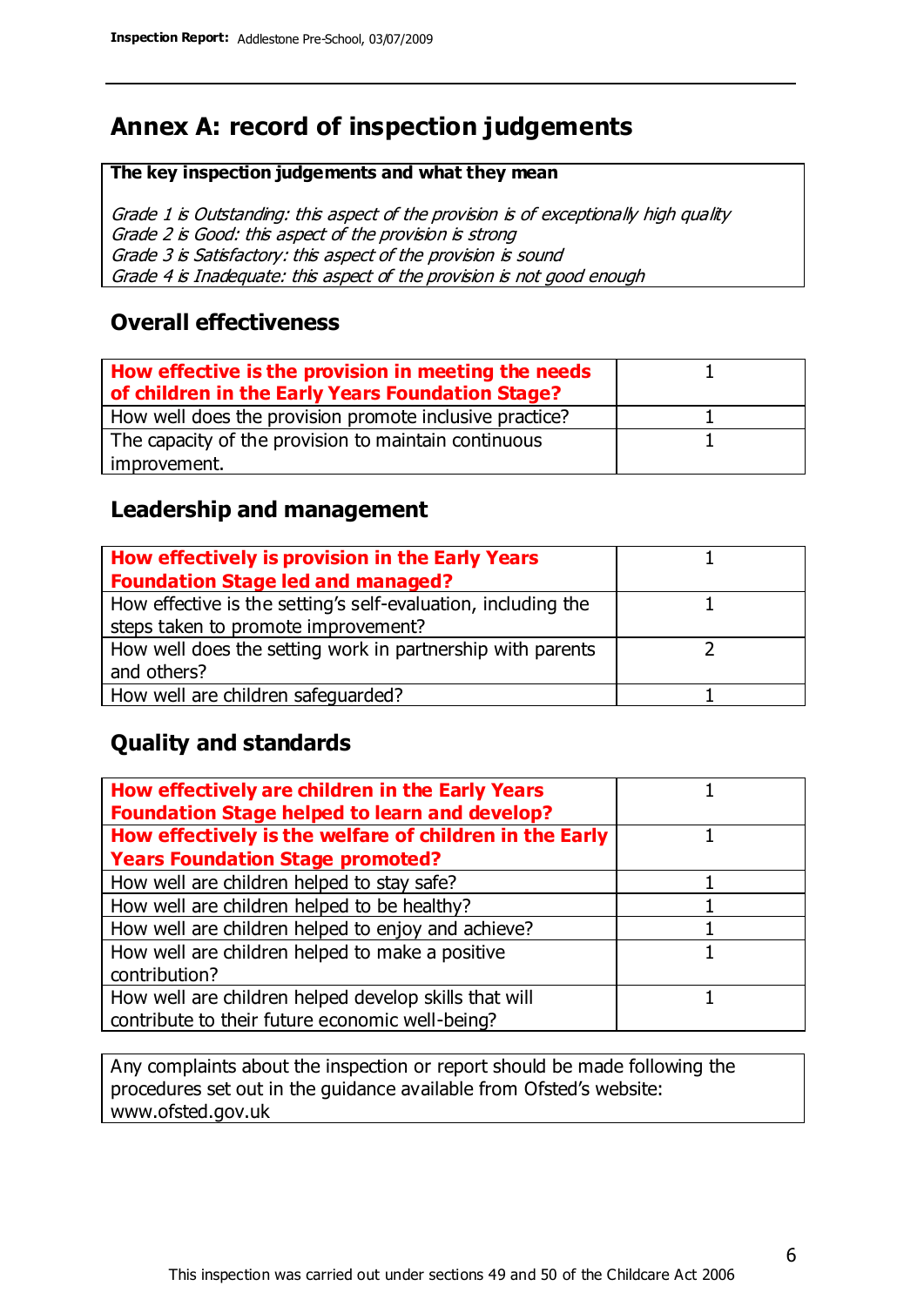# Annex A: record of inspection judgements

**The key inspection judgements and what they mean**

*Grade 1 is Outstanding: this aspect of the provision is of exceptionally high quality*
*Grade 2 is Good: this aspect of the provision is strong*
*Grade 3 is Satisfactory: this aspect of the provision is sound*
*Grade 4 is Inadequate: this aspect of the provision is not good enough*

## Overall effectiveness

| | |
|---|---|
| **How effective is the provision in meeting the needs of children in the Early Years Foundation Stage?** | 1 |
| How well does the provision promote inclusive practice? | 1 |
| The capacity of the provision to maintain continuous improvement. | 1 |

## Leadership and management

| | |
|---|---|
| **How effectively is provision in the Early Years Foundation Stage led and managed?** | 1 |
| How effective is the setting's self-evaluation, including the steps taken to promote improvement? | 1 |
| How well does the setting work in partnership with parents and others? | 2 |
| How well are children safeguarded? | 1 |

## Quality and standards

| | |
|---|---|
| **How effectively are children in the Early Years Foundation Stage helped to learn and develop?** | 1 |
| **How effectively is the welfare of children in the Early Years Foundation Stage promoted?** | 1 |
| How well are children helped to stay safe? | 1 |
| How well are children helped to be healthy? | 1 |
| How well are children helped to enjoy and achieve? | 1 |
| How well are children helped to make a positive contribution? | 1 |
| How well are children helped develop skills that will contribute to their future economic well-being? | 1 |

Any complaints about the inspection or report should be made following the procedures set out in the guidance available from Ofsted's website: www.ofsted.gov.uk

This inspection was carried out under sections 49 and 50 of the Childcare Act 2006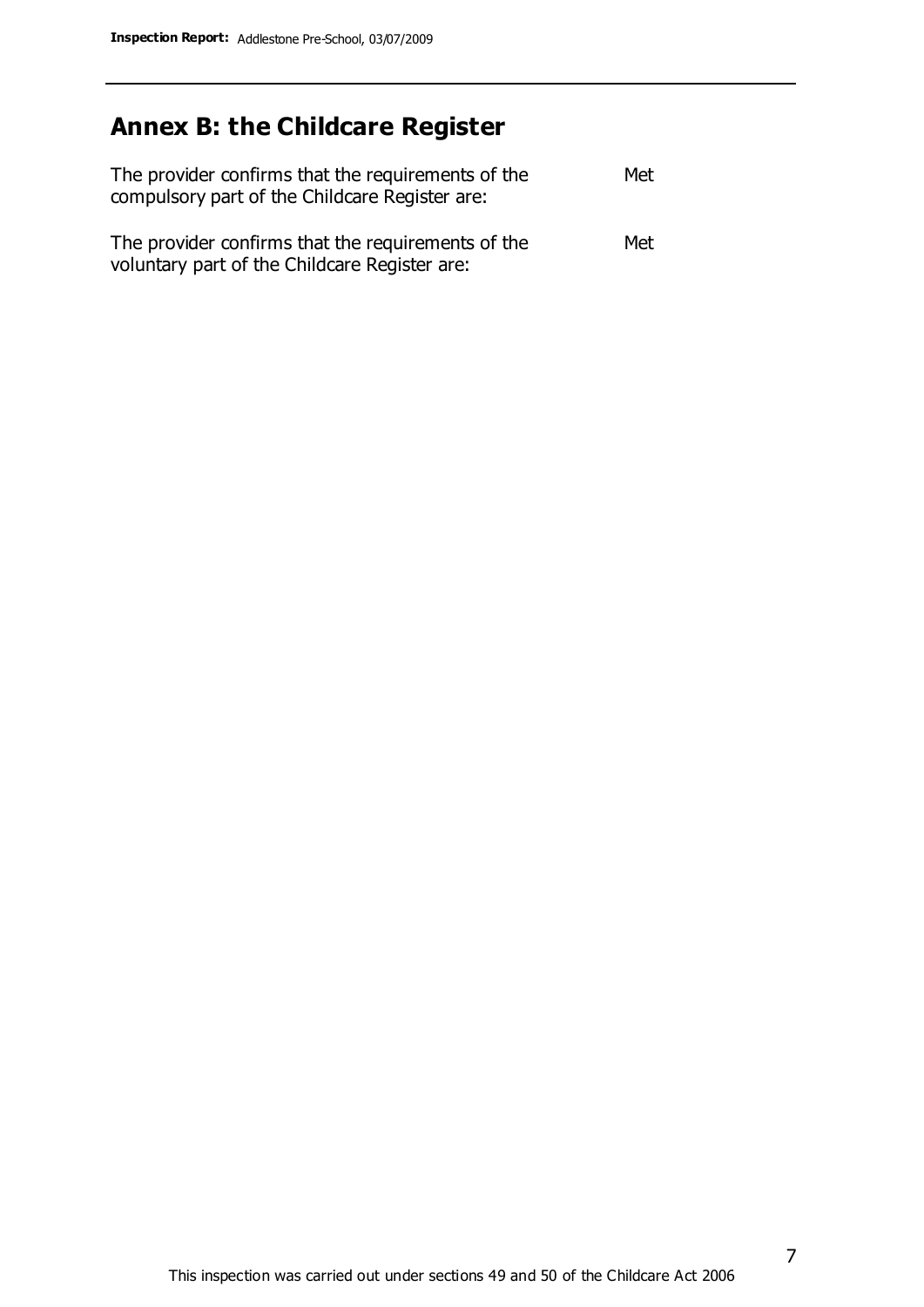## Annex B: the Childcare Register

| | |
|---|---|
| The provider confirms that the requirements of the compulsory part of the Childcare Register are: | Met |
| The provider confirms that the requirements of the voluntary part of the Childcare Register are: | Met |

This inspection was carried out under sections 49 and 50 of the Childcare Act 2006